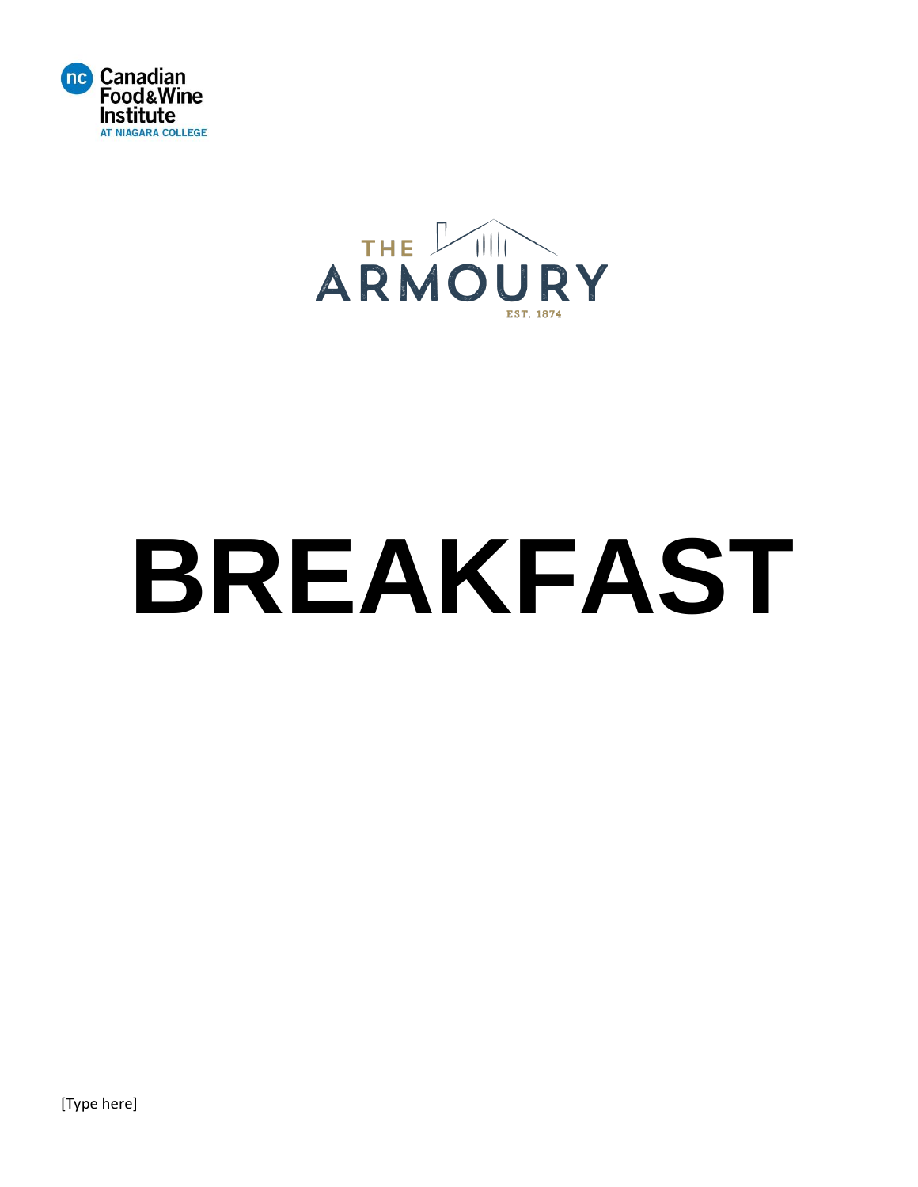Canadian Food & Wine Institute
AT NIAGARA COLLEGE

THE ARMOURY
EST. 1874

# BREAKFAST

[Type here]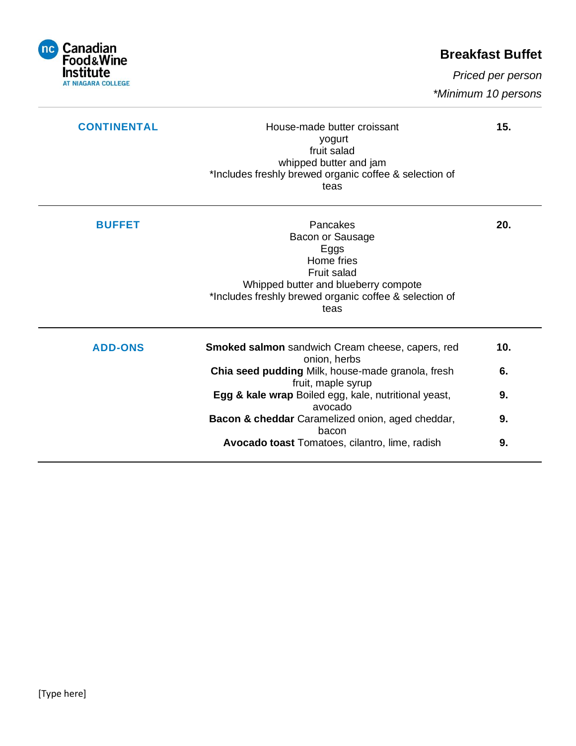Canadian Food & Wine Institute
AT NIAGARA COLLEGE

# Breakfast Buffet

*Priced per person*

*\*Minimum 10 persons*

| | | |
|---|---|---|
| **CONTINENTAL** | House-made butter croissant<br>yogurt<br>fruit salad<br>whipped butter and jam<br>*Includes freshly brewed organic coffee & selection of teas | **15.** |
| **BUFFET** | Pancakes<br>Bacon or Sausage<br>Eggs<br>Home fries<br>Fruit salad<br>Whipped butter and blueberry compote<br>*Includes freshly brewed organic coffee & selection of teas | **20.** |
| **ADD-ONS** | **Smoked salmon** sandwich Cream cheese, capers, red onion, herbs | **10.** |
| | **Chia seed pudding** Milk, house-made granola, fresh fruit, maple syrup | **6.** |
| | **Egg & kale wrap** Boiled egg, kale, nutritional yeast, avocado | **9.** |
| | **Bacon & cheddar** Caramelized onion, aged cheddar, bacon | **9.** |
| | **Avocado toast** Tomatoes, cilantro, lime, radish | **9.** |

[Type here]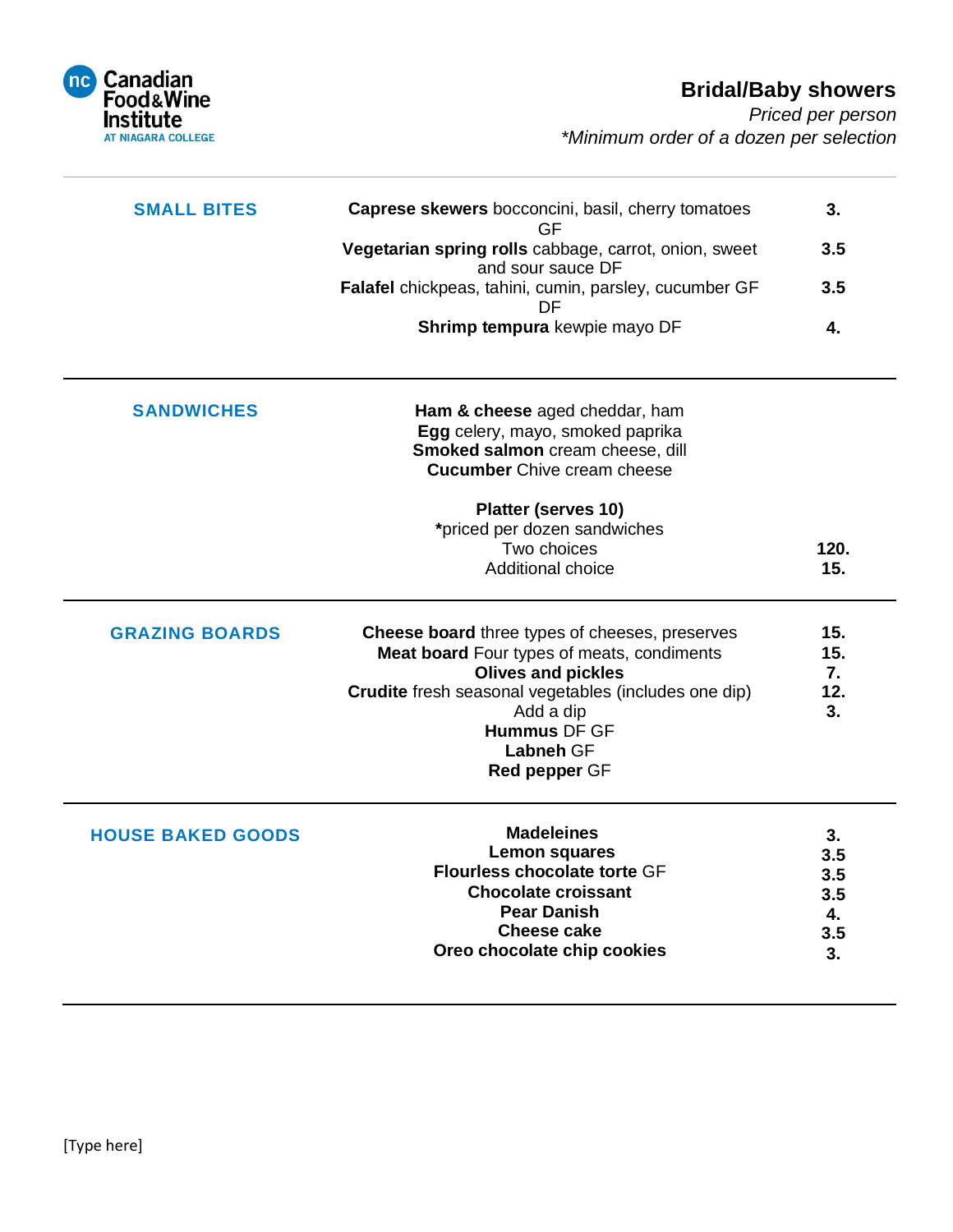Canadian Food & Wine Institute AT NIAGARA COLLEGE

## Bridal/Baby showers

*Priced per person*

**Minimum order of a dozen per selection*

| | | |
|---|---|---|
| **SMALL BITES** | **Caprese skewers** bocconcini, basil, cherry tomatoes GF | **3.** |
| | **Vegetarian spring rolls** cabbage, carrot, onion, sweet and sour sauce DF | **3.5** |
| | **Falafel** chickpeas, tahini, cumin, parsley, cucumber GF DF | **3.5** |
| | **Shrimp tempura** kewpie mayo DF | **4.** |
| **SANDWICHES** | **Ham & cheese** aged cheddar, ham | |
| | **Egg** celery, mayo, smoked paprika | |
| | **Smoked salmon** cream cheese, dill | |
| | **Cucumber** Chive cream cheese | |
| | **Platter (serves 10)** | |
| | ***priced per dozen sandwiches** | |
| | Two choices | **120.** |
| | Additional choice | **15.** |
| **GRAZING BOARDS** | **Cheese board** three types of cheeses, preserves | **15.** |
| | **Meat board** Four types of meats, condiments | **15.** |
| | **Olives and pickles** | **7.** |
| | **Crudite** fresh seasonal vegetables (includes one dip) | **12.** |
| | Add a dip | **3.** |
| | **Hummus** DF GF | |
| | **Labneh** GF | |
| | **Red pepper** GF | |
| **HOUSE BAKED GOODS** | **Madeleines** | **3.** |
| | **Lemon squares** | **3.5** |
| | **Flourless chocolate torte** GF | **3.5** |
| | **Chocolate croissant** | **3.5** |
| | **Pear Danish** | **4.** |
| | **Cheese cake** | **3.5** |
| | **Oreo chocolate chip cookies** | **3.** |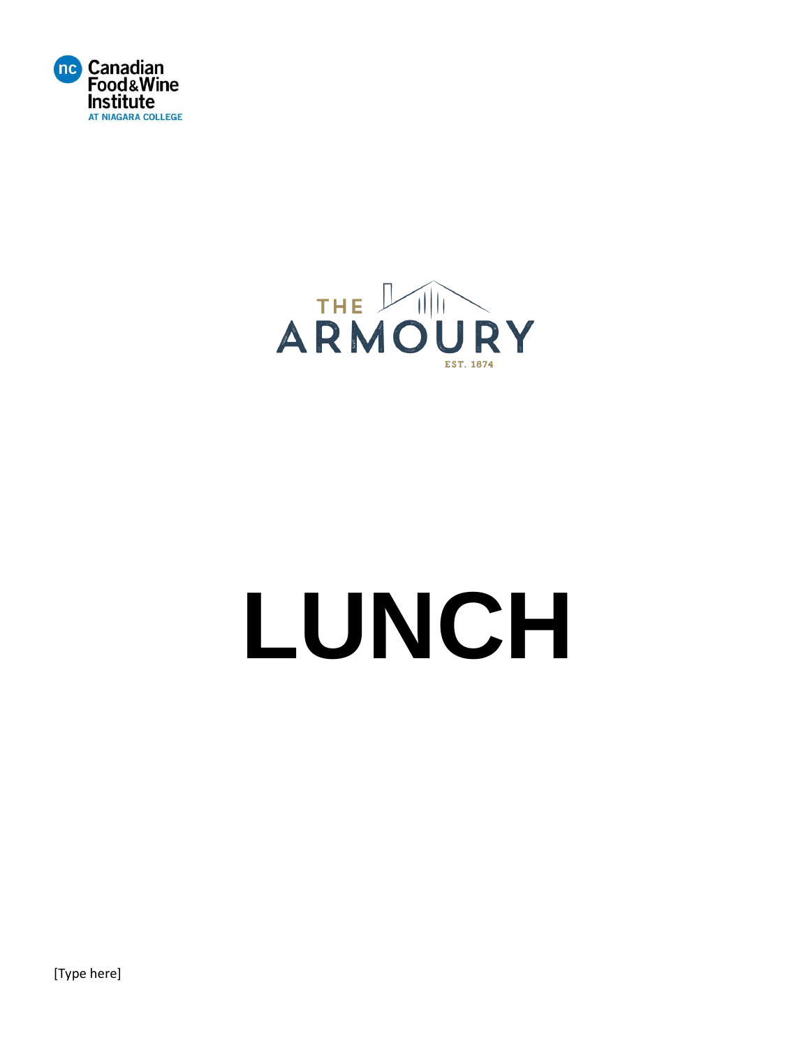Canadian Food & Wine Institute
AT NIAGARA COLLEGE

THE ARMOURY
EST. 1874

# LUNCH

[Type here]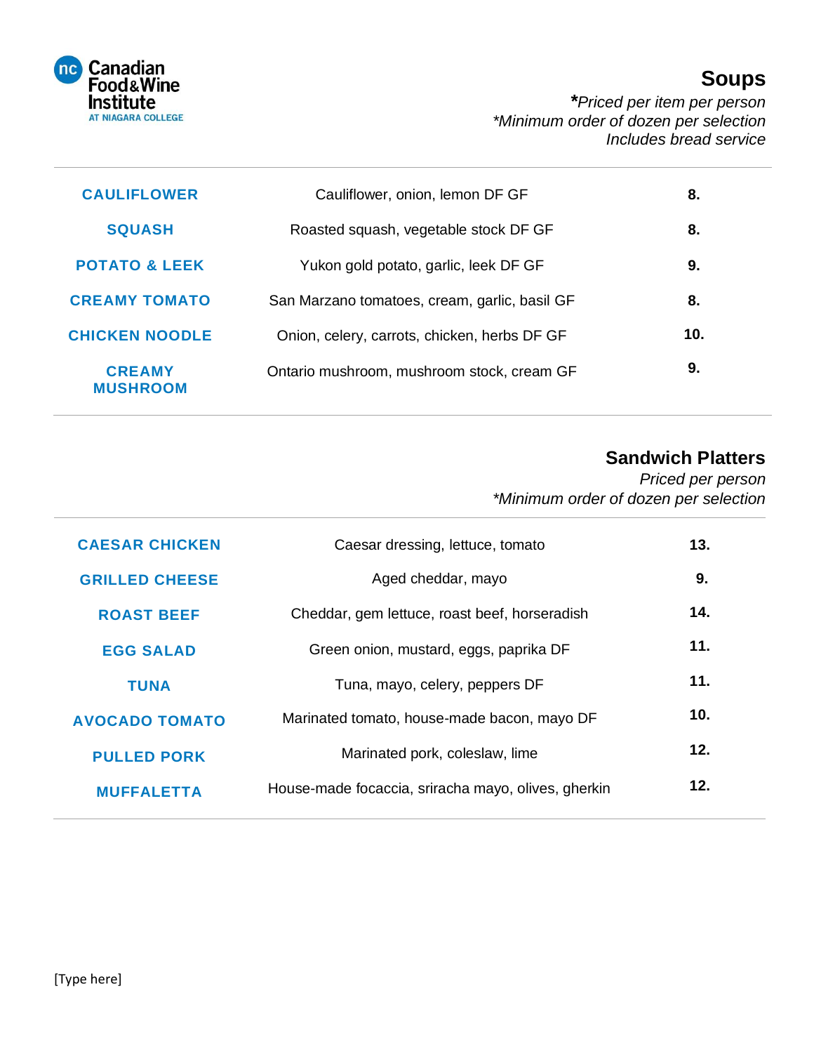## Soups

***Priced per item per person***
**Minimum order of dozen per selection*
*Includes bread service*

| | | |
|---|---|---|
| **CAULIFLOWER** | Cauliflower, onion, lemon DF GF | **8.** |
| **SQUASH** | Roasted squash, vegetable stock DF GF | **8.** |
| **POTATO & LEEK** | Yukon gold potato, garlic, leek DF GF | **9.** |
| **CREAMY TOMATO** | San Marzano tomatoes, cream, garlic, basil GF | **8.** |
| **CHICKEN NOODLE** | Onion, celery, carrots, chicken, herbs DF GF | **10.** |
| **CREAMY MUSHROOM** | Ontario mushroom, mushroom stock, cream GF | **9.** |

## Sandwich Platters

*Priced per person*
**Minimum order of dozen per selection*

| | | |
|---|---|---|
| **CAESAR CHICKEN** | Caesar dressing, lettuce, tomato | **13.** |
| **GRILLED CHEESE** | Aged cheddar, mayo | **9.** |
| **ROAST BEEF** | Cheddar, gem lettuce, roast beef, horseradish | **14.** |
| **EGG SALAD** | Green onion, mustard, eggs, paprika DF | **11.** |
| **TUNA** | Tuna, mayo, celery, peppers DF | **11.** |
| **AVOCADO TOMATO** | Marinated tomato, house-made bacon, mayo DF | **10.** |
| **PULLED PORK** | Marinated pork, coleslaw, lime | **12.** |
| **MUFFALETTA** | House-made focaccia, sriracha mayo, olives, gherkin | **12.** |

[Type here]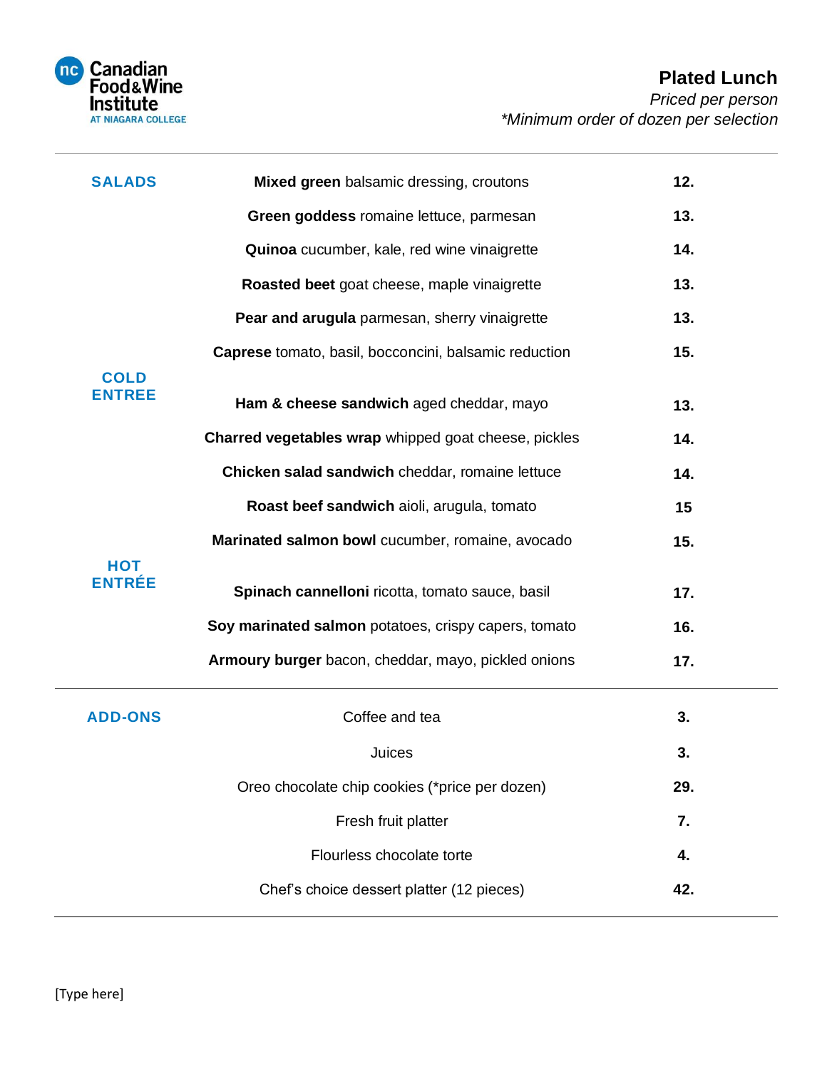Canadian Food & Wine Institute AT NIAGARA COLLEGE

# Plated Lunch

*Priced per person*

*\*Minimum order of dozen per selection*

| | | |
|---|---|---|
| **SALADS** | **Mixed green** balsamic dressing, croutons | **12.** |
| | **Green goddess** romaine lettuce, parmesan | **13.** |
| | **Quinoa** cucumber, kale, red wine vinaigrette | **14.** |
| | **Roasted beet** goat cheese, maple vinaigrette | **13.** |
| | **Pear and arugula** parmesan, sherry vinaigrette | **13.** |
| | **Caprese** tomato, basil, bocconcini, balsamic reduction | **15.** |
| **COLD ENTREE** | **Ham & cheese sandwich** aged cheddar, mayo | **13.** |
| | **Charred vegetables wrap** whipped goat cheese, pickles | **14.** |
| | **Chicken salad sandwich** cheddar, romaine lettuce | **14.** |
| | **Roast beef sandwich** aioli, arugula, tomato | **15** |
| | **Marinated salmon bowl** cucumber, romaine, avocado | **15.** |
| **HOT ENTRÉE** | **Spinach cannelloni** ricotta, tomato sauce, basil | **17.** |
| | **Soy marinated salmon** potatoes, crispy capers, tomato | **16.** |
| | **Armoury burger** bacon, cheddar, mayo, pickled onions | **17.** |

| | | |
|---|---|---|
| **ADD-ONS** | Coffee and tea | **3.** |
| | Juices | **3.** |
| | Oreo chocolate chip cookies (*price per dozen) | **29.** |
| | Fresh fruit platter | **7.** |
| | Flourless chocolate torte | **4.** |
| | Chef's choice dessert platter (12 pieces) | **42.** |

[Type here]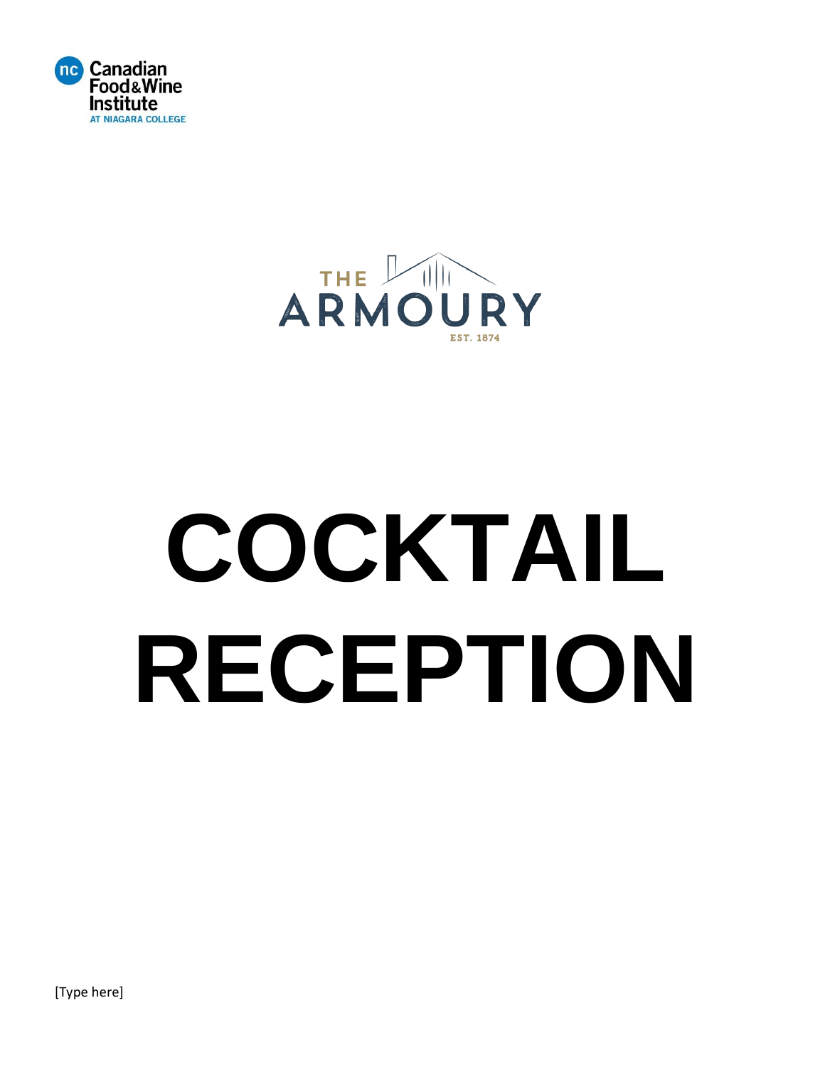# COCKTAIL RECEPTION

[Type here]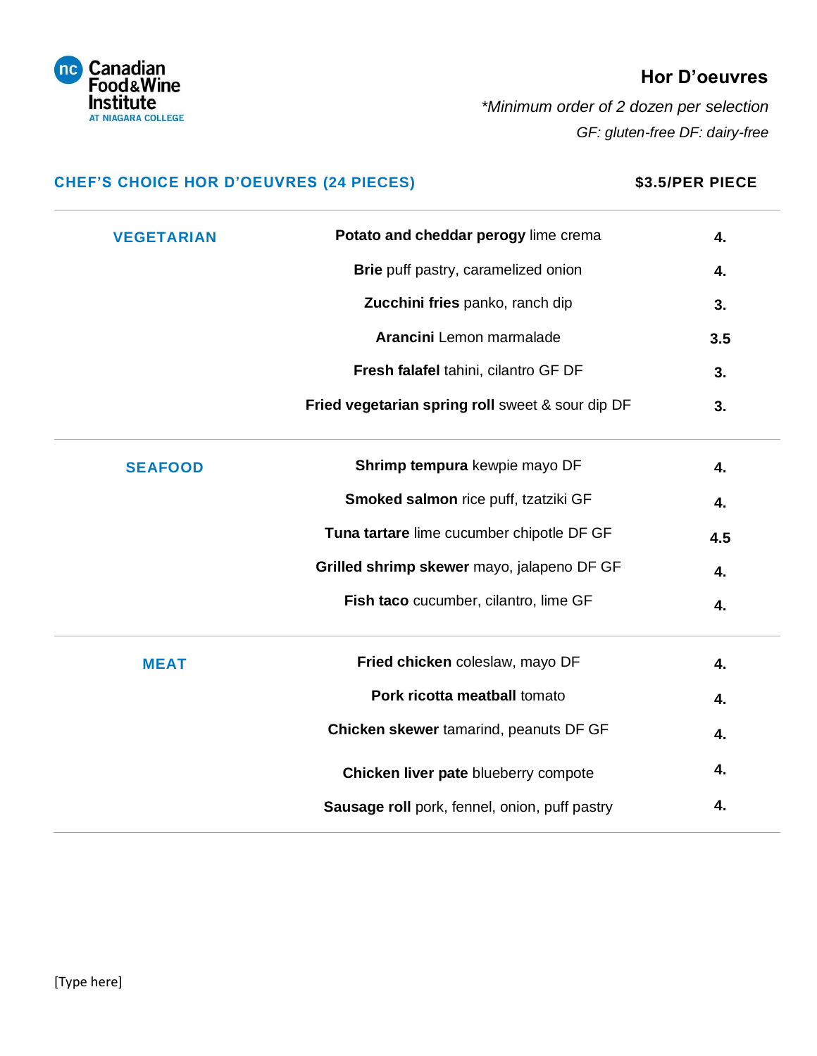Canadian Food&Wine Institute AT NIAGARA COLLEGE

# Hor D'oeuvres

*\*Minimum order of 2 dozen per selection*

*GF: gluten-free DF: dairy-free*

## CHEF'S CHOICE HOR D'OEUVRES (24 PIECES) — $3.5/PER PIECE

| Category | Item | Price |
|---|---|---|
| **VEGETARIAN** | **Potato and cheddar perogy** lime crema | 4. |
| | **Brie** puff pastry, caramelized onion | 4. |
| | **Zucchini fries** panko, ranch dip | 3. |
| | **Arancini** Lemon marmalade | 3.5 |
| | **Fresh falafel** tahini, cilantro GF DF | 3. |
| | **Fried vegetarian spring roll** sweet & sour dip DF | 3. |
| **SEAFOOD** | **Shrimp tempura** kewpie mayo DF | 4. |
| | **Smoked salmon** rice puff, tzatziki GF | 4. |
| | **Tuna tartare** lime cucumber chipotle DF GF | 4.5 |
| | **Grilled shrimp skewer** mayo, jalapeno DF GF | 4. |
| | **Fish taco** cucumber, cilantro, lime GF | 4. |
| **MEAT** | **Fried chicken** coleslaw, mayo DF | 4. |
| | **Pork ricotta meatball** tomato | 4. |
| | **Chicken skewer** tamarind, peanuts DF GF | 4. |
| | **Chicken liver pate** blueberry compote | 4. |
| | **Sausage roll** pork, fennel, onion, puff pastry | 4. |

[Type here]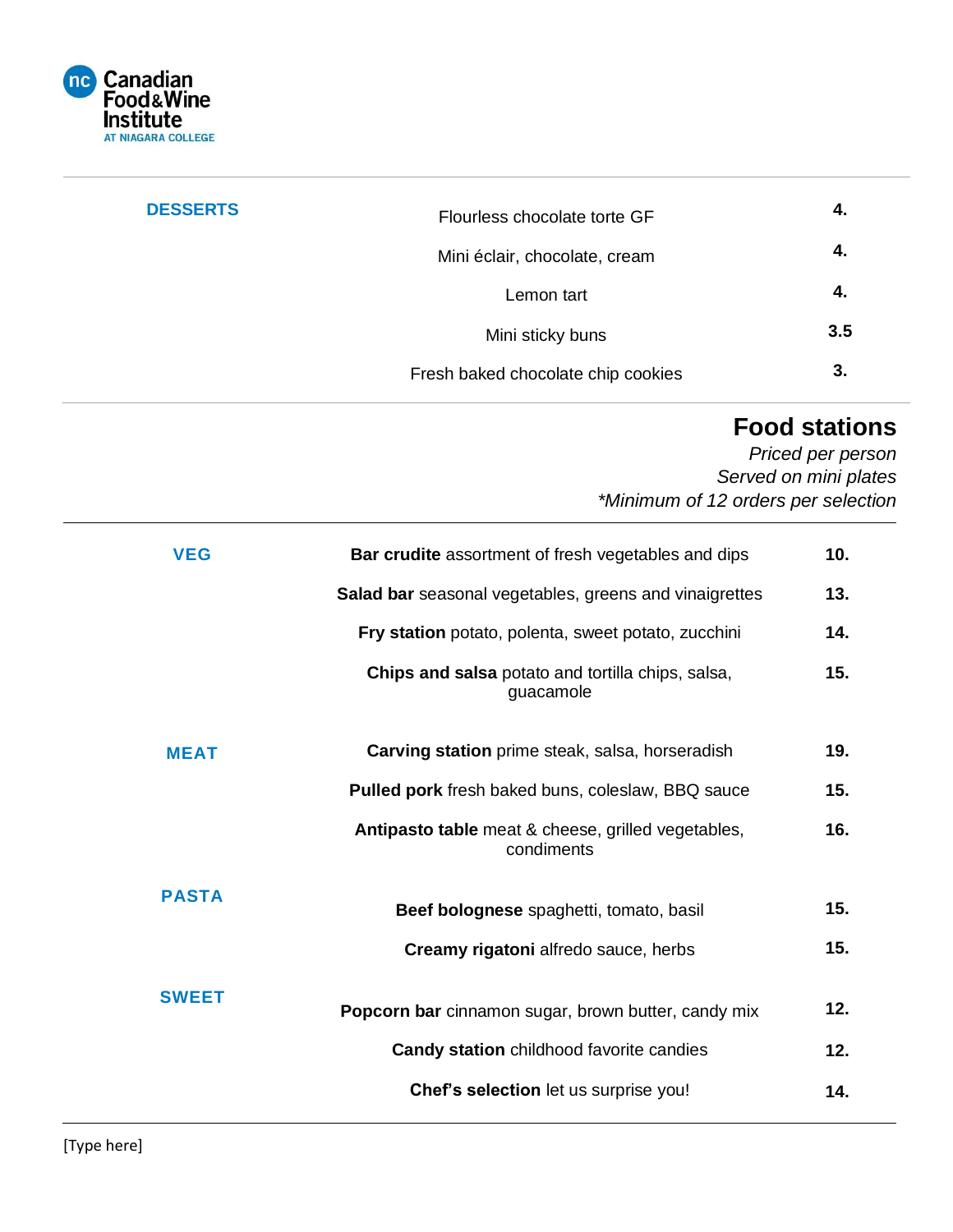Canadian Food & Wine Institute
AT NIAGARA COLLEGE

| DESSERTS | | |
|---|---|---|
| | Flourless chocolate torte GF | 4. |
| | Mini éclair, chocolate, cream | 4. |
| | Lemon tart | 4. |
| | Mini sticky buns | 3.5 |
| | Fresh baked chocolate chip cookies | 3. |

## Food stations

*Priced per person*
*Served on mini plates*
*\*Minimum of 12 orders per selection*

| | | |
|---|---|---|
| **VEG** | **Bar crudite** assortment of fresh vegetables and dips | 10. |
| | **Salad bar** seasonal vegetables, greens and vinaigrettes | 13. |
| | **Fry station** potato, polenta, sweet potato, zucchini | 14. |
| | **Chips and salsa** potato and tortilla chips, salsa, guacamole | 15. |
| **MEAT** | **Carving station** prime steak, salsa, horseradish | 19. |
| | **Pulled pork** fresh baked buns, coleslaw, BBQ sauce | 15. |
| | **Antipasto table** meat & cheese, grilled vegetables, condiments | 16. |
| **PASTA** | **Beef bolognese** spaghetti, tomato, basil | 15. |
| | **Creamy rigatoni** alfredo sauce, herbs | 15. |
| **SWEET** | **Popcorn bar** cinnamon sugar, brown butter, candy mix | 12. |
| | **Candy station** childhood favorite candies | 12. |
| | **Chef's selection** let us surprise you! | 14. |

[Type here]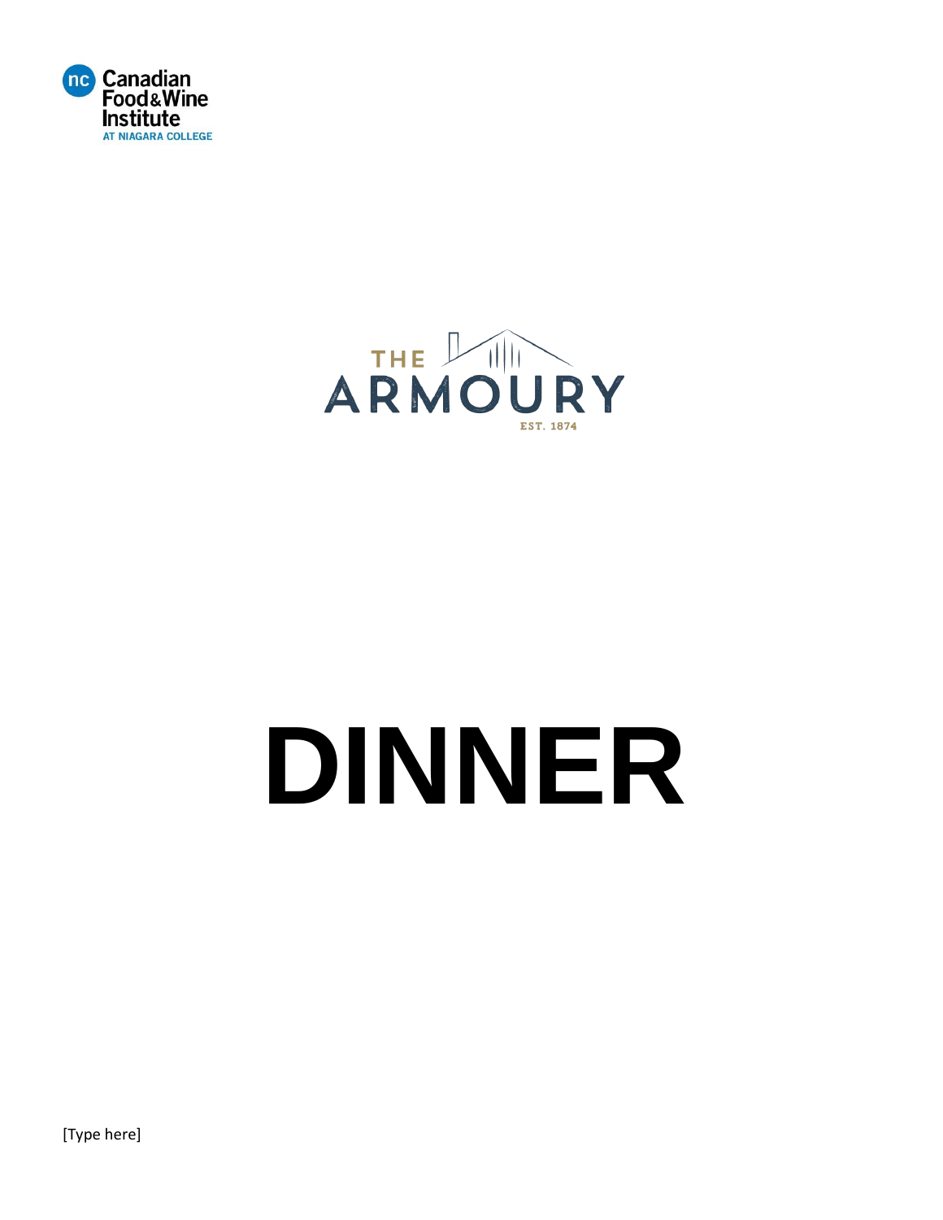Canadian Food & Wine Institute
AT NIAGARA COLLEGE

THE ARMOURY
EST. 1874

# DINNER

[Type here]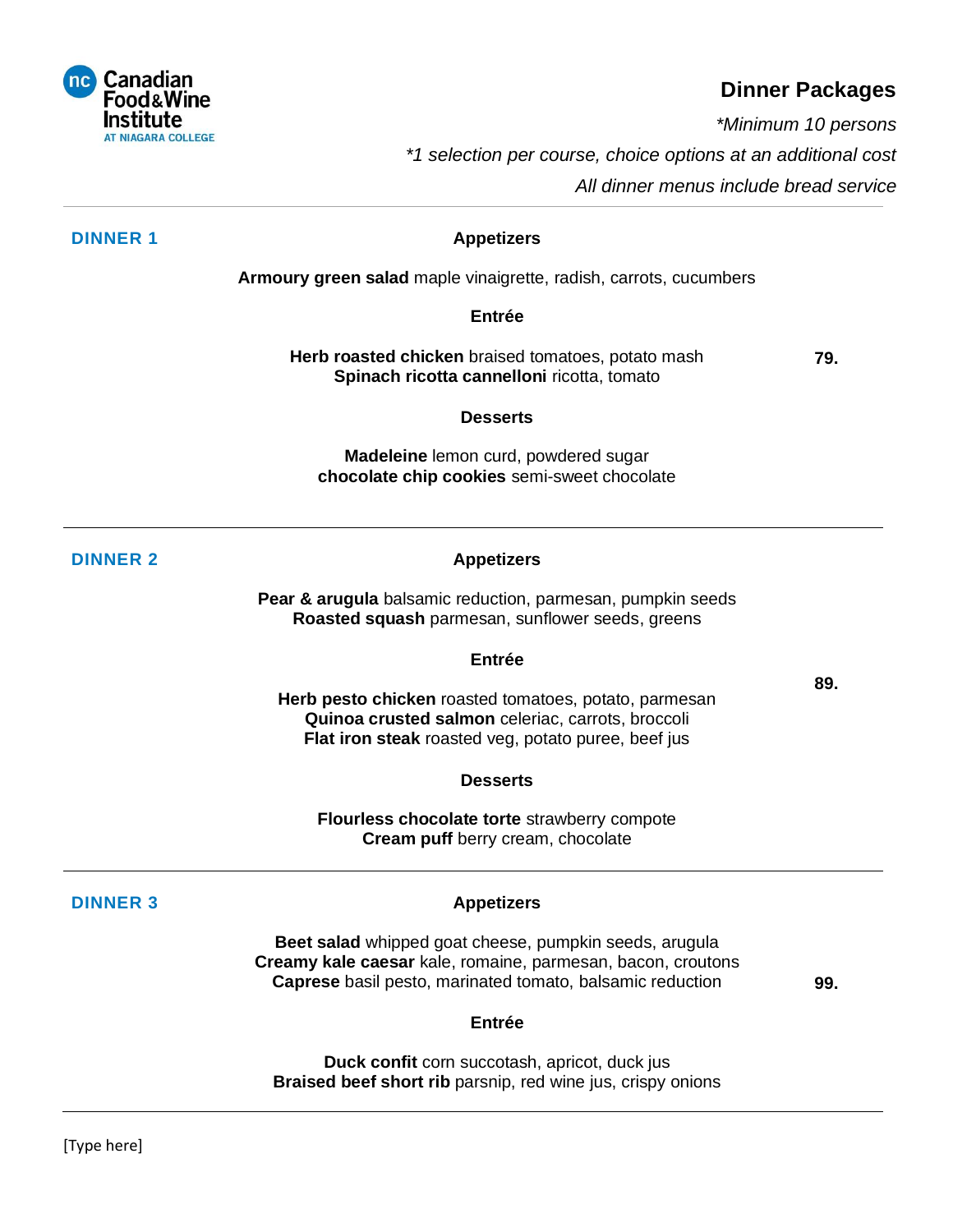Canadian Food & Wine Institute AT NIAGARA COLLEGE

# Dinner Packages

*\*Minimum 10 persons*

*\*1 selection per course, choice options at an additional cost*

*All dinner menus include bread service*

---

## DINNER 1

**79.**

### Appetizers

**Armoury green salad** maple vinaigrette, radish, carrots, cucumbers

### Entrée

**Herb roasted chicken** braised tomatoes, potato mash
**Spinach ricotta cannelloni** ricotta, tomato

### Desserts

**Madeleine** lemon curd, powdered sugar
**chocolate chip cookies** semi-sweet chocolate

---

## DINNER 2

**89.**

### Appetizers

**Pear & arugula** balsamic reduction, parmesan, pumpkin seeds
**Roasted squash** parmesan, sunflower seeds, greens

### Entrée

**Herb pesto chicken** roasted tomatoes, potato, parmesan
**Quinoa crusted salmon** celeriac, carrots, broccoli
**Flat iron steak** roasted veg, potato puree, beef jus

### Desserts

**Flourless chocolate torte** strawberry compote
**Cream puff** berry cream, chocolate

---

## DINNER 3

**99.**

### Appetizers

**Beet salad** whipped goat cheese, pumpkin seeds, arugula
**Creamy kale caesar** kale, romaine, parmesan, bacon, croutons
**Caprese** basil pesto, marinated tomato, balsamic reduction

### Entrée

**Duck confit** corn succotash, apricot, duck jus
**Braised beef short rib** parsnip, red wine jus, crispy onions

---

[Type here]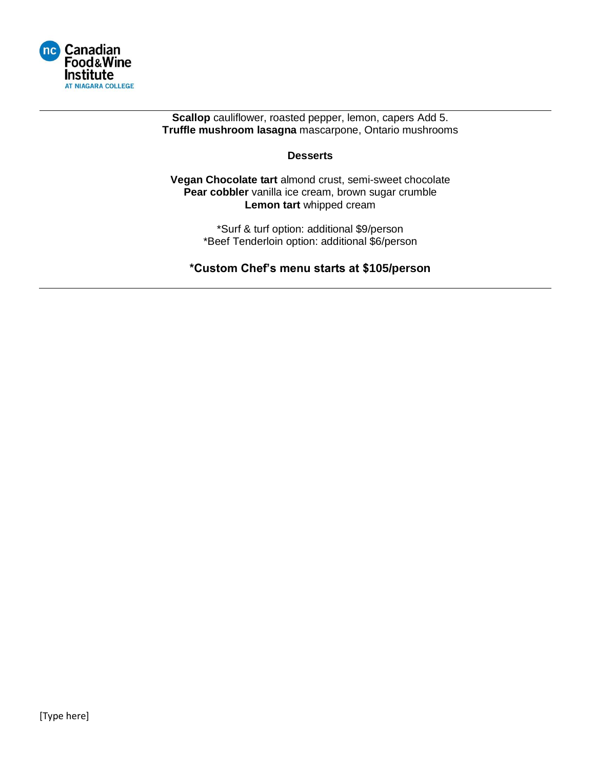**Scallop** cauliflower, roasted pepper, lemon, capers Add 5.
**Truffle mushroom lasagna** mascarpone, Ontario mushrooms

### Desserts

**Vegan Chocolate tart** almond crust, semi-sweet chocolate
**Pear cobbler** vanilla ice cream, brown sugar crumble
**Lemon tart** whipped cream

*Surf & turf option: additional $9/person
*Beef Tenderloin option: additional $6/person

**\*Custom Chef's menu starts at $105/person**

[Type here]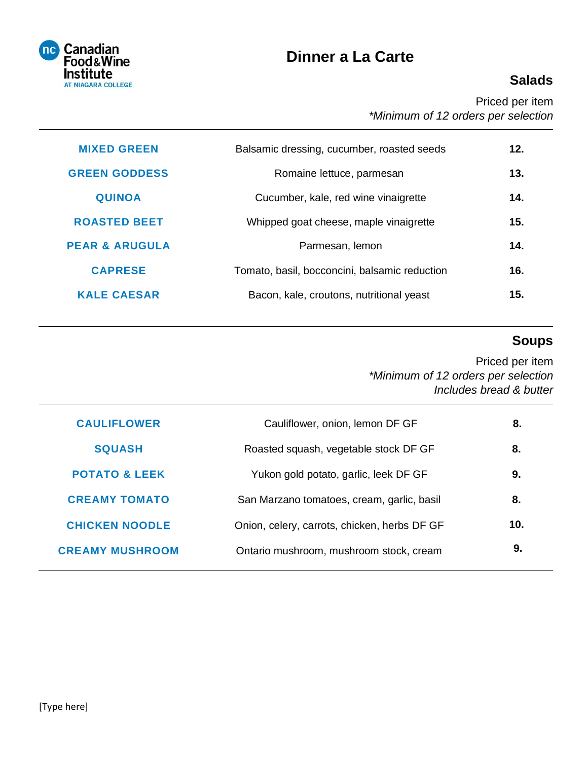Canadian Food&Wine Institute AT NIAGARA COLLEGE

# Dinner a La Carte

## Salads

Priced per item
*\*Minimum of 12 orders per selection*

| | | |
|---|---|---|
| **MIXED GREEN** | Balsamic dressing, cucumber, roasted seeds | **12.** |
| **GREEN GODDESS** | Romaine lettuce, parmesan | **13.** |
| **QUINOA** | Cucumber, kale, red wine vinaigrette | **14.** |
| **ROASTED BEET** | Whipped goat cheese, maple vinaigrette | **15.** |
| **PEAR & ARUGULA** | Parmesan, lemon | **14.** |
| **CAPRESE** | Tomato, basil, bocconcini, balsamic reduction | **16.** |
| **KALE CAESAR** | Bacon, kale, croutons, nutritional yeast | **15.** |

## Soups

Priced per item
*\*Minimum of 12 orders per selection*
*Includes bread & butter*

| | | |
|---|---|---|
| **CAULIFLOWER** | Cauliflower, onion, lemon DF GF | **8.** |
| **SQUASH** | Roasted squash, vegetable stock DF GF | **8.** |
| **POTATO & LEEK** | Yukon gold potato, garlic, leek DF GF | **9.** |
| **CREAMY TOMATO** | San Marzano tomatoes, cream, garlic, basil | **8.** |
| **CHICKEN NOODLE** | Onion, celery, carrots, chicken, herbs DF GF | **10.** |
| **CREAMY MUSHROOM** | Ontario mushroom, mushroom stock, cream | **9.** |

[Type here]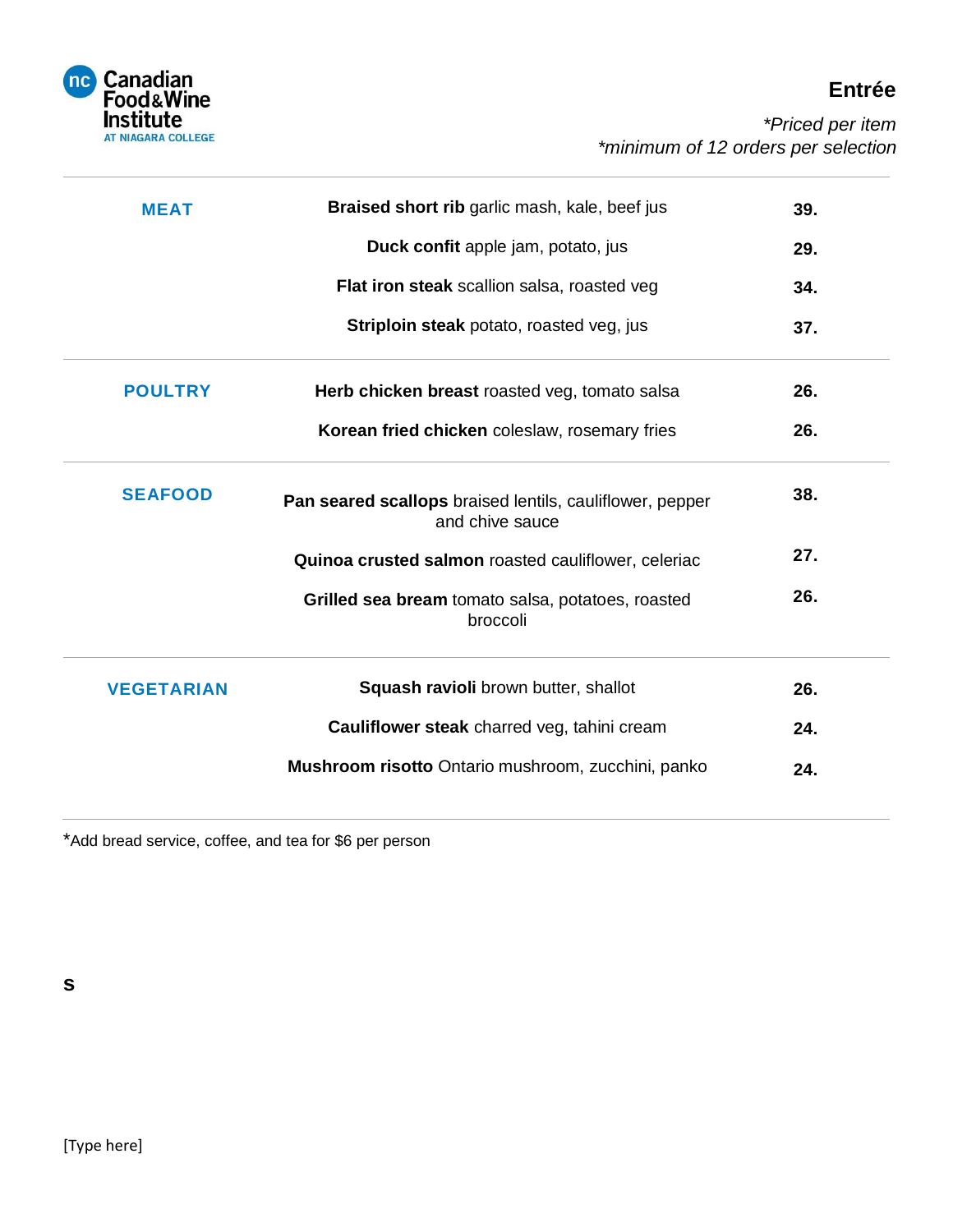Canadian Food&Wine Institute
AT NIAGARA COLLEGE

## Entrée

*\*Priced per item*
*\*minimum of 12 orders per selection*

| | | |
|---|---|---|
| **MEAT** | **Braised short rib** garlic mash, kale, beef jus | **39.** |
| | **Duck confit** apple jam, potato, jus | **29.** |
| | **Flat iron steak** scallion salsa, roasted veg | **34.** |
| | **Striploin steak** potato, roasted veg, jus | **37.** |
| **POULTRY** | **Herb chicken breast** roasted veg, tomato salsa | **26.** |
| | **Korean fried chicken** coleslaw, rosemary fries | **26.** |
| **SEAFOOD** | **Pan seared scallops** braised lentils, cauliflower, pepper and chive sauce | **38.** |
| | **Quinoa crusted salmon** roasted cauliflower, celeriac | **27.** |
| | **Grilled sea bream** tomato salsa, potatoes, roasted broccoli | **26.** |
| **VEGETARIAN** | **Squash ravioli** brown butter, shallot | **26.** |
| | **Cauliflower steak** charred veg, tahini cream | **24.** |
| | **Mushroom risotto** Ontario mushroom, zucchini, panko | **24.** |

*Add bread service, coffee, and tea for $6 per person

**S**

[Type here]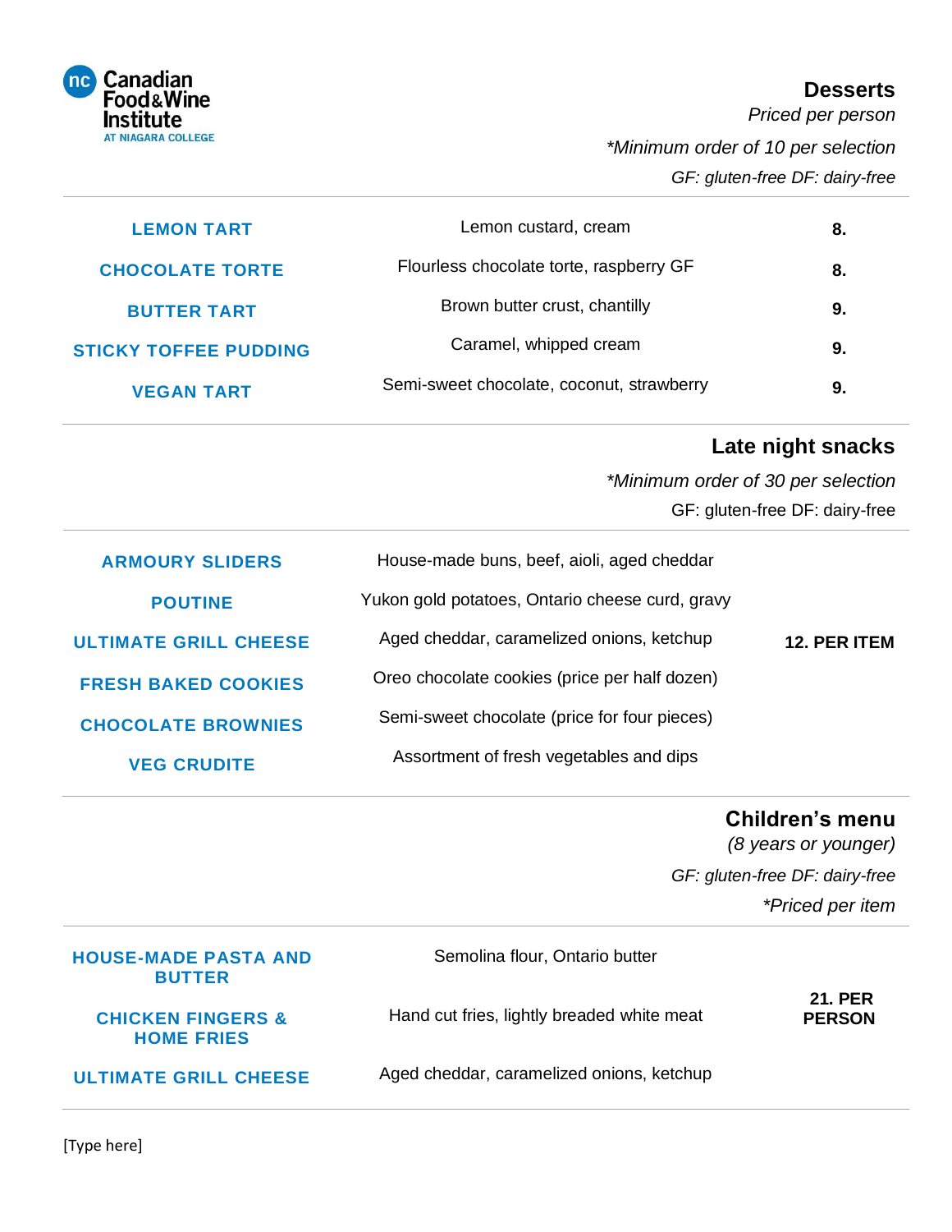Canadian Food&Wine Institute AT NIAGARA COLLEGE

## Desserts

*Priced per person*

*\*Minimum order of 10 per selection*

*GF: gluten-free DF: dairy-free*

| | | |
|---|---|---|
| **LEMON TART** | Lemon custard, cream | **8.** |
| **CHOCOLATE TORTE** | Flourless chocolate torte, raspberry GF | **8.** |
| **BUTTER TART** | Brown butter crust, chantilly | **9.** |
| **STICKY TOFFEE PUDDING** | Caramel, whipped cream | **9.** |
| **VEGAN TART** | Semi-sweet chocolate, coconut, strawberry | **9.** |

## Late night snacks

*\*Minimum order of 30 per selection*

GF: gluten-free DF: dairy-free

| | | |
|---|---|---|
| **ARMOURY SLIDERS** | House-made buns, beef, aioli, aged cheddar | |
| **POUTINE** | Yukon gold potatoes, Ontario cheese curd, gravy | |
| **ULTIMATE GRILL CHEESE** | Aged cheddar, caramelized onions, ketchup | **12. PER ITEM** |
| **FRESH BAKED COOKIES** | Oreo chocolate cookies (price per half dozen) | |
| **CHOCOLATE BROWNIES** | Semi-sweet chocolate (price for four pieces) | |
| **VEG CRUDITE** | Assortment of fresh vegetables and dips | |

## Children's menu

*(8 years or younger)*

*GF: gluten-free DF: dairy-free*

*\*Priced per item*

| | | |
|---|---|---|
| **HOUSE-MADE PASTA AND BUTTER** | Semolina flour, Ontario butter | |
| **CHICKEN FINGERS & HOME FRIES** | Hand cut fries, lightly breaded white meat | **21. PER PERSON** |
| **ULTIMATE GRILL CHEESE** | Aged cheddar, caramelized onions, ketchup | |

[Type here]